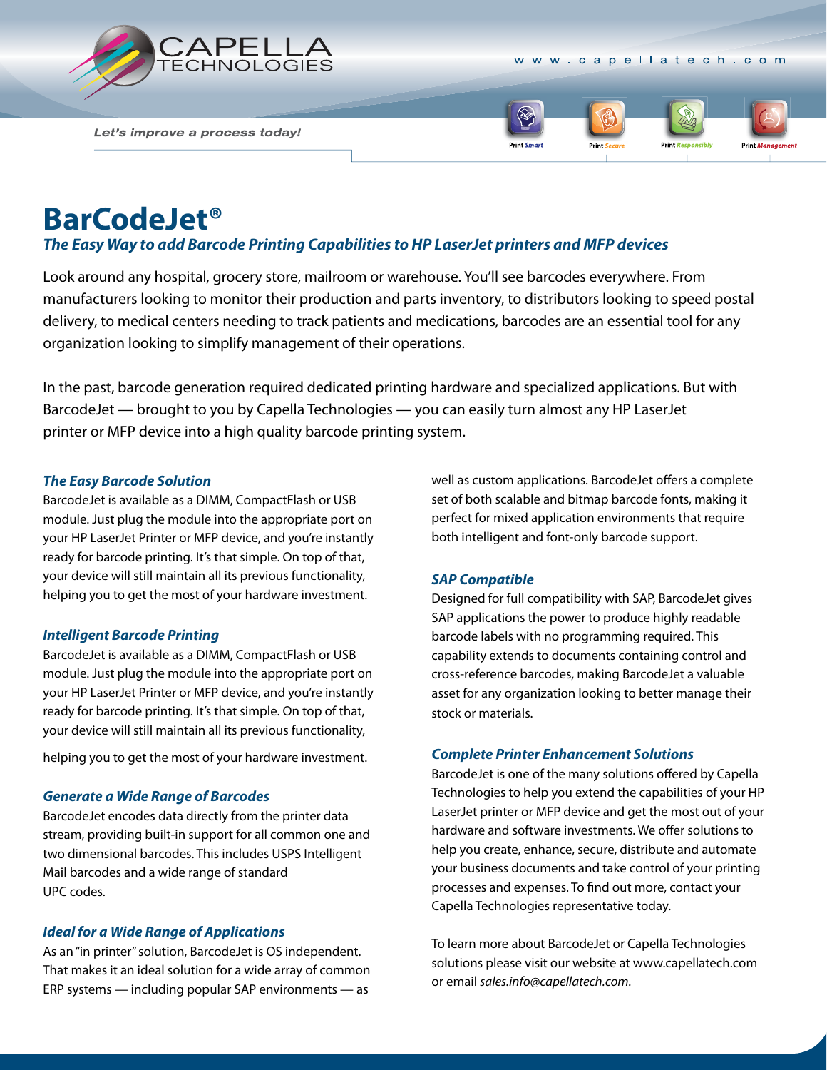CAPELLA TECHNOLOGIES

www.capellatech.com

*Let's improve a process today!*

Print *Smart* Print *Secure* Print *Responsibly* Print *Management*

# BarCodeJet®

## *The Easy Way to add Barcode Printing Capabilities to HP LaserJet printers and MFP devices*

Look around any hospital, grocery store, mailroom or warehouse. You'll see barcodes everywhere. From manufacturers looking to monitor their production and parts inventory, to distributors looking to speed postal delivery, to medical centers needing to track patients and medications, barcodes are an essential tool for any organization looking to simplify management of their operations.

In the past, barcode generation required dedicated printing hardware and specialized applications. But with BarcodeJet — brought to you by Capella Technologies — you can easily turn almost any HP LaserJet printer or MFP device into a high quality barcode printing system.

### *The Easy Barcode Solution*

BarcodeJet is available as a DIMM, CompactFlash or USB module. Just plug the module into the appropriate port on your HP LaserJet Printer or MFP device, and you're instantly ready for barcode printing. It's that simple. On top of that, your device will still maintain all its previous functionality, helping you to get the most of your hardware investment.

### *Intelligent Barcode Printing*

BarcodeJet is available as a DIMM, CompactFlash or USB module. Just plug the module into the appropriate port on your HP LaserJet Printer or MFP device, and you're instantly ready for barcode printing. It's that simple. On top of that, your device will still maintain all its previous functionality, helping you to get the most of your hardware investment.

### *Generate a Wide Range of Barcodes*

BarcodeJet encodes data directly from the printer data stream, providing built-in support for all common one and two dimensional barcodes. This includes USPS Intelligent Mail barcodes and a wide range of standard UPC codes.

### *Ideal for a Wide Range of Applications*

As an "in printer" solution, BarcodeJet is OS independent. That makes it an ideal solution for a wide array of common ERP systems — including popular SAP environments — as well as custom applications. BarcodeJet offers a complete set of both scalable and bitmap barcode fonts, making it perfect for mixed application environments that require both intelligent and font-only barcode support.

### *SAP Compatible*

Designed for full compatibility with SAP, BarcodeJet gives SAP applications the power to produce highly readable barcode labels with no programming required. This capability extends to documents containing control and cross-reference barcodes, making BarcodeJet a valuable asset for any organization looking to better manage their stock or materials.

### *Complete Printer Enhancement Solutions*

BarcodeJet is one of the many solutions offered by Capella Technologies to help you extend the capabilities of your HP LaserJet printer or MFP device and get the most out of your hardware and software investments. We offer solutions to help you create, enhance, secure, distribute and automate your business documents and take control of your printing processes and expenses. To find out more, contact your Capella Technologies representative today.

To learn more about BarcodeJet or Capella Technologies solutions please visit our website at www.capellatech.com or email *sales.info@capellatech.com*.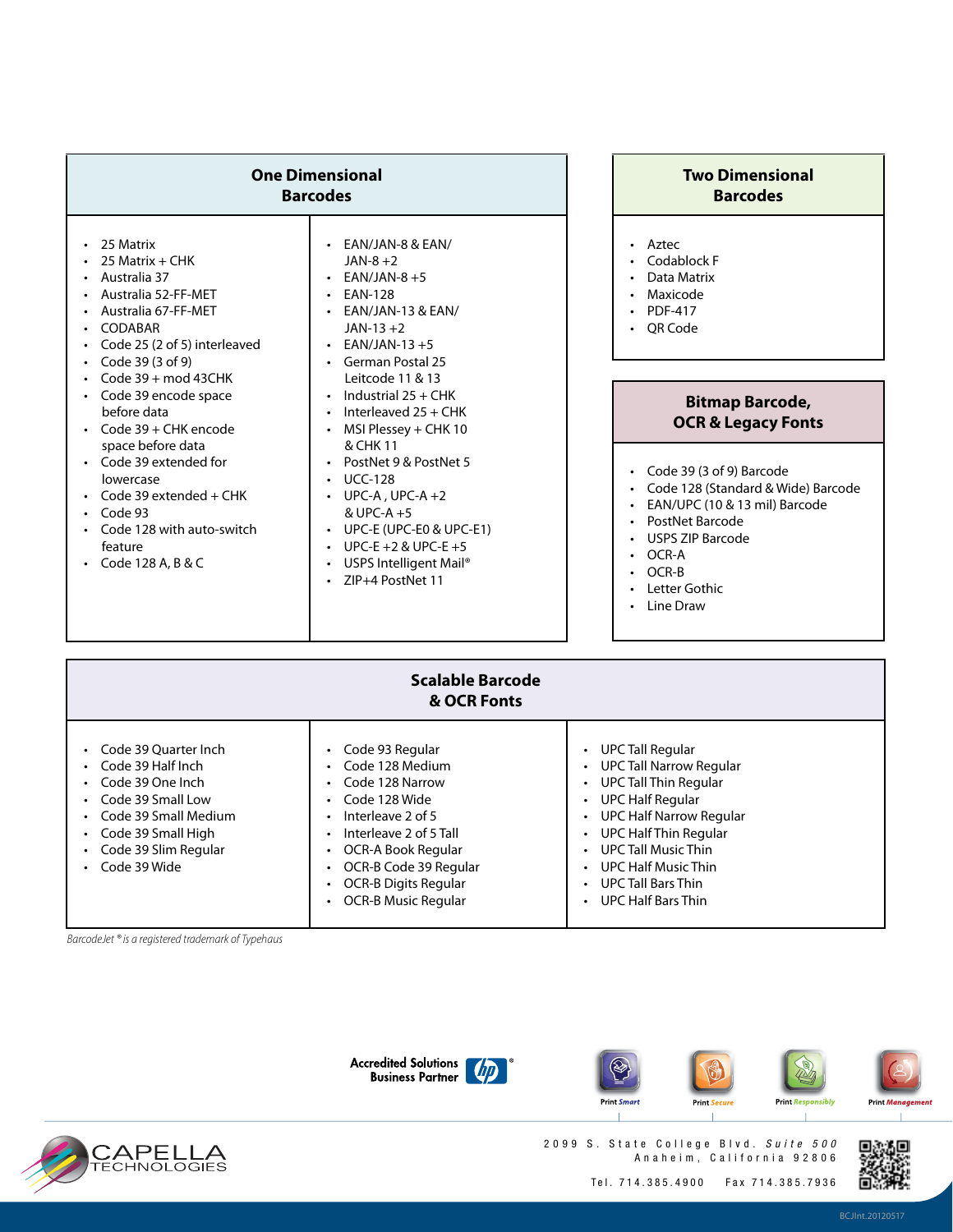## One Dimensional Barcodes

- 25 Matrix
- 25 Matrix + CHK
- Australia 37
- Australia 52-FF-MET
- Australia 67-FF-MET
- CODABAR
- Code 25 (2 of 5) interleaved
- Code 39 (3 of 9)
- Code 39 + mod 43CHK
- Code 39 encode space before data
- Code 39 + CHK encode space before data
- Code 39 extended for lowercase
- Code 39 extended + CHK
- Code 93
- Code 128 with auto-switch feature
- Code 128 A, B & C
- EAN/JAN-8 & EAN/JAN-8 +2
- EAN/JAN-8 +5
- EAN-128
- EAN/JAN-13 & EAN/JAN-13 +2
- EAN/JAN-13 +5
- German Postal 25 Leitcode 11 & 13
- Industrial 25 + CHK
- Interleaved 25 + CHK
- MSI Plessey + CHK 10 & CHK 11
- PostNet 9 & PostNet 5
- UCC-128
- UPC-A , UPC-A +2 & UPC-A +5
- UPC-E (UPC-E0 & UPC-E1)
- UPC-E +2 & UPC-E +5
- USPS Intelligent Mail®
- ZIP+4 PostNet 11

## Two Dimensional Barcodes

- Aztec
- Codablock F
- Data Matrix
- Maxicode
- PDF-417
- QR Code

## Bitmap Barcode, OCR & Legacy Fonts

- Code 39 (3 of 9) Barcode
- Code 128 (Standard & Wide) Barcode
- EAN/UPC (10 & 13 mil) Barcode
- PostNet Barcode
- USPS ZIP Barcode
- OCR-A
- OCR-B
- Letter Gothic
- Line Draw

## Scalable Barcode & OCR Fonts

- Code 39 Quarter Inch
- Code 39 Half Inch
- Code 39 One Inch
- Code 39 Small Low
- Code 39 Small Medium
- Code 39 Small High
- Code 39 Slim Regular
- Code 39 Wide
- Code 93 Regular
- Code 128 Medium
- Code 128 Narrow
- Code 128 Wide
- Interleave 2 of 5
- Interleave 2 of 5 Tall
- OCR-A Book Regular
- OCR-B Code 39 Regular
- OCR-B Digits Regular
- OCR-B Music Regular
- UPC Tall Regular
- UPC Tall Narrow Regular
- UPC Tall Thin Regular
- UPC Half Regular
- UPC Half Narrow Regular
- UPC Half Thin Regular
- UPC Tall Music Thin
- UPC Half Music Thin
- UPC Tall Bars Thin
- UPC Half Bars Thin

*BarcodeJet® is a registered trademark of Typehaus*

Accredited Solutions Business Partner

Print *Smart* Print *Secure* Print *Responsibly* Print *Management*

CAPELLA TECHNOLOGIES

2099 S. State College Blvd. *Suite 500*
Anaheim, California 92806

Tel. 714.385.4900 Fax 714.385.7936

BCJInt.20120517